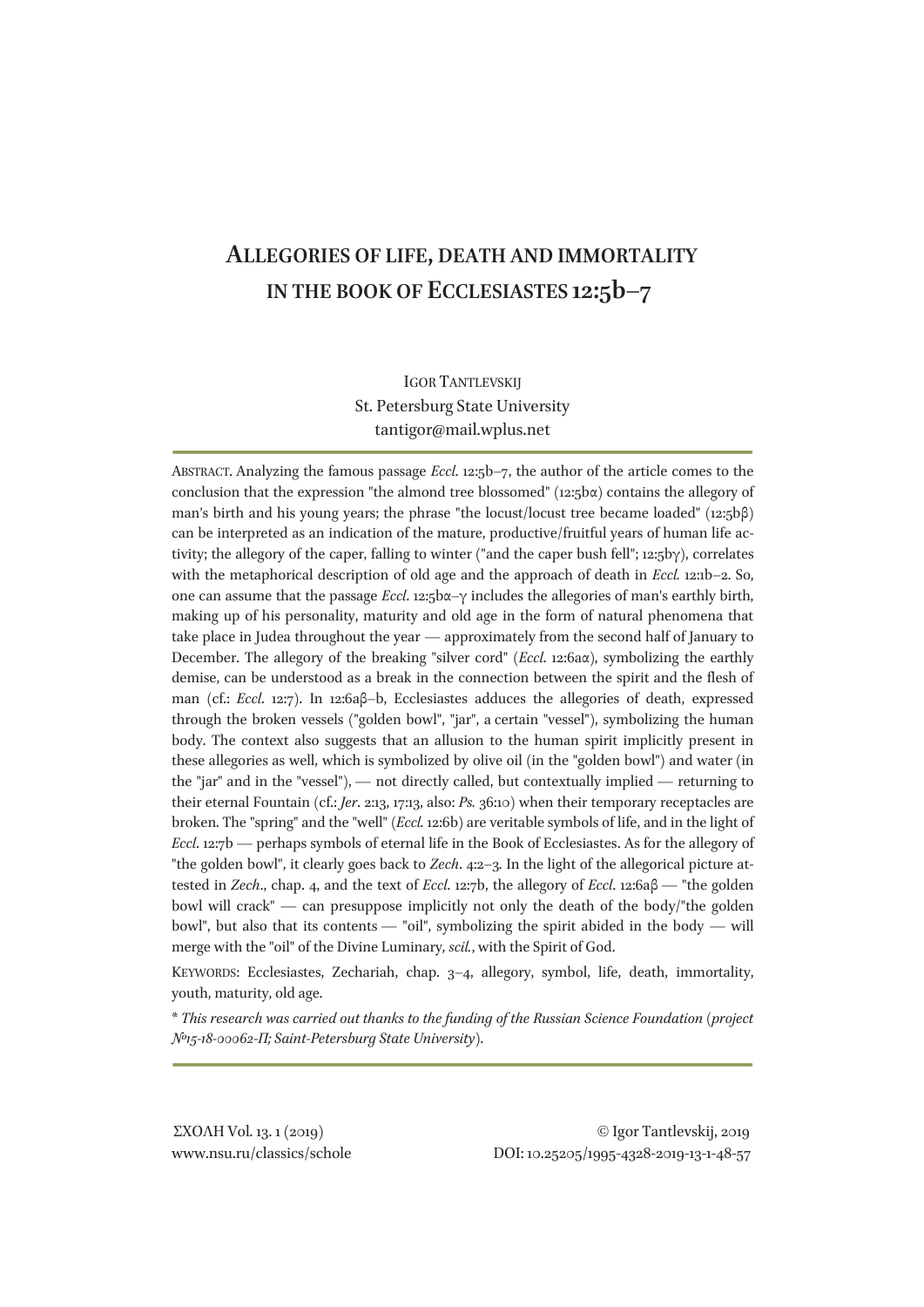# ALLEGORIES OF LIFE, DEATH AND IMMORTALITY IN THE BOOK OF ECCLESIASTES 12:5b–7

IGOR TANTLEVSKIJ
St. Petersburg State University
tantigor@mail.wplus.net

ABSTRACT. Analyzing the famous passage *Eccl.* 12:5b–7, the author of the article comes to the conclusion that the expression "the almond tree blossomed" (12:5bα) contains the allegory of man's birth and his young years; the phrase "the locust/locust tree became loaded" (12:5bβ) can be interpreted as an indication of the mature, productive/fruitful years of human life activity; the allegory of the caper, falling to winter ("and the caper bush fell"; 12:5bγ), correlates with the metaphorical description of old age and the approach of death in *Eccl.* 12:1b–2. So, one can assume that the passage *Eccl.* 12:5bα–γ includes the allegories of man's earthly birth, making up of his personality, maturity and old age in the form of natural phenomena that take place in Judea throughout the year — approximately from the second half of January to December. The allegory of the breaking "silver cord" (*Eccl.* 12:6aα), symbolizing the earthly demise, can be understood as a break in the connection between the spirit and the flesh of man (cf.: *Eccl.* 12:7). In 12:6aβ–b, Ecclesiastes adduces the allegories of death, expressed through the broken vessels ("golden bowl", "jar", a certain "vessel"), symbolizing the human body. The context also suggests that an allusion to the human spirit implicitly present in these allegories as well, which is symbolized by olive oil (in the "golden bowl") and water (in the "jar" and in the "vessel"), — not directly called, but contextually implied — returning to their eternal Fountain (cf.: *Jer.* 2:13, 17:13, also: *Ps.* 36:10) when their temporary receptacles are broken. The "spring" and the "well" (*Eccl.* 12:6b) are veritable symbols of life, and in the light of *Eccl.* 12:7b — perhaps symbols of eternal life in the Book of Ecclesiastes. As for the allegory of "the golden bowl", it clearly goes back to *Zech.* 4:2–3. In the light of the allegorical picture attested in *Zech.*, chap. 4, and the text of *Eccl.* 12:7b, the allegory of *Eccl.* 12:6aβ — "the golden bowl will crack" — can presuppose implicitly not only the death of the body/"the golden bowl", but also that its contents — "oil", symbolizing the spirit abided in the body — will merge with the "oil" of the Divine Luminary, *scil.*, with the Spirit of God.

KEYWORDS: Ecclesiastes, Zechariah, chap. 3–4, allegory, symbol, life, death, immortality, youth, maturity, old age.

\* *This research was carried out thanks to the funding of the Russian Science Foundation (project №15-18-00062-П; Saint-Petersburg State University).*

ΣΧΟΛΗ Vol. 13. 1 (2019)
www.nsu.ru/classics/schole

© Igor Tantlevskij, 2019
DOI: 10.25205/1995-4328-2019-13-1-48-57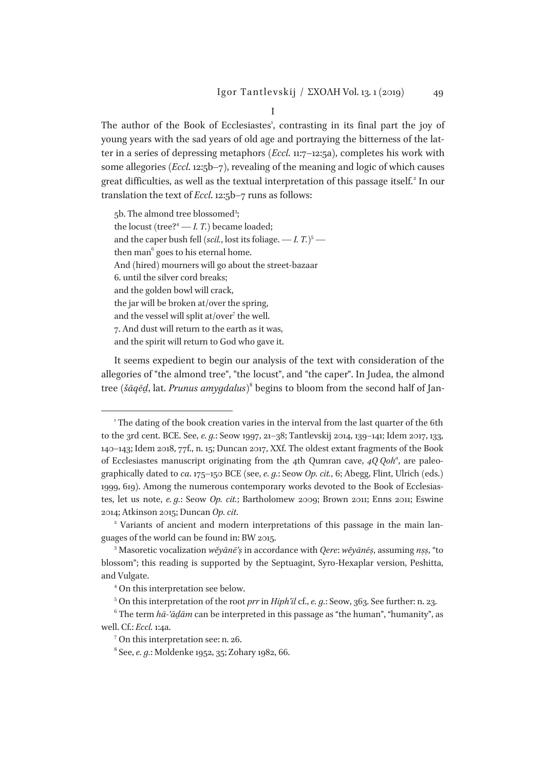# I

The author of the Book of Ecclesiastes[1], contrasting in its final part the joy of young years with the sad years of old age and portraying the bitterness of the latter in a series of depressing metaphors (*Eccl*. 11:7–12:5a), completes his work with some allegories (*Eccl*. 12:5b–7), revealing of the meaning and logic of which causes great difficulties, as well as the textual interpretation of this passage itself.[2] In our translation the text of *Eccl*. 12:5b–7 runs as follows:

> 5b. The almond tree blossomed[3];
> the locust (tree?[4] — *I. T.*) became loaded;
> and the caper bush fell (*scil.*, lost its foliage. — *I. T.*)[5] —
> then man[6] goes to his eternal home.
> And (hired) mourners will go about the street-bazaar
> 6. until the silver cord breaks;
> and the golden bowl will crack,
> the jar will be broken at/over the spring,
> and the vessel will split at/over[7] the well.
> 7. And dust will return to the earth as it was,
> and the spirit will return to God who gave it.

It seems expedient to begin our analysis of the text with consideration of the allegories of "the almond tree", "the locust", and "the caper". In Judea, the almond tree (*šāqēḏ*, lat. *Prunus amygdalus*)[8] begins to bloom from the second half of Jan-

---

[1] The dating of the book creation varies in the interval from the last quarter of the 6th to the 3rd cent. BCE. See, *e. g.*: Seow 1997, 21–38; Tantlevskij 2014, 139–141; Idem 2017, 133, 140–143; Idem 2018, 77f., n. 15; Duncan 2017, XXf. The oldest extant fragments of the Book of Ecclesiastes manuscript originating from the 4th Qumran cave, *4Q Qoh[a]*, are paleographically dated to *ca*. 175–150 BCE (see, *e. g.*: Seow *Op. cit.*, 6; Abegg, Flint, Ulrich (eds.) 1999, 619). Among the numerous contemporary works devoted to the Book of Ecclesiastes, let us note, *e. g.*: Seow *Op. cit.*; Bartholomew 2009; Brown 2011; Enns 2011; Eswine 2014; Atkinson 2015; Duncan *Op. cit*.

[2] Variants of ancient and modern interpretations of this passage in the main languages of the world can be found in: BW 2015.

[3] Masoretic vocalization *wĕyānē'ṣ* in accordance with *Qere*: *wĕyānēṣ*, assuming *nṣṣ*, "to blossom"; this reading is supported by the Septuagint, Syro-Hexaplar version, Peshitta, and Vulgate.

[4] On this interpretation see below.

[5] On this interpretation of the root *prr* in *Hiph'il* cf., *e. g.*: Seow, 363. See further: n. 23.

[6] The term *hā-'āḏām* can be interpreted in this passage as "the human", "humanity", as well. Cf.: *Eccl.* 1:4a.

[7] On this interpretation see: n. 26.

[8] See, *e. g.*: Moldenke 1952, 35; Zohary 1982, 66.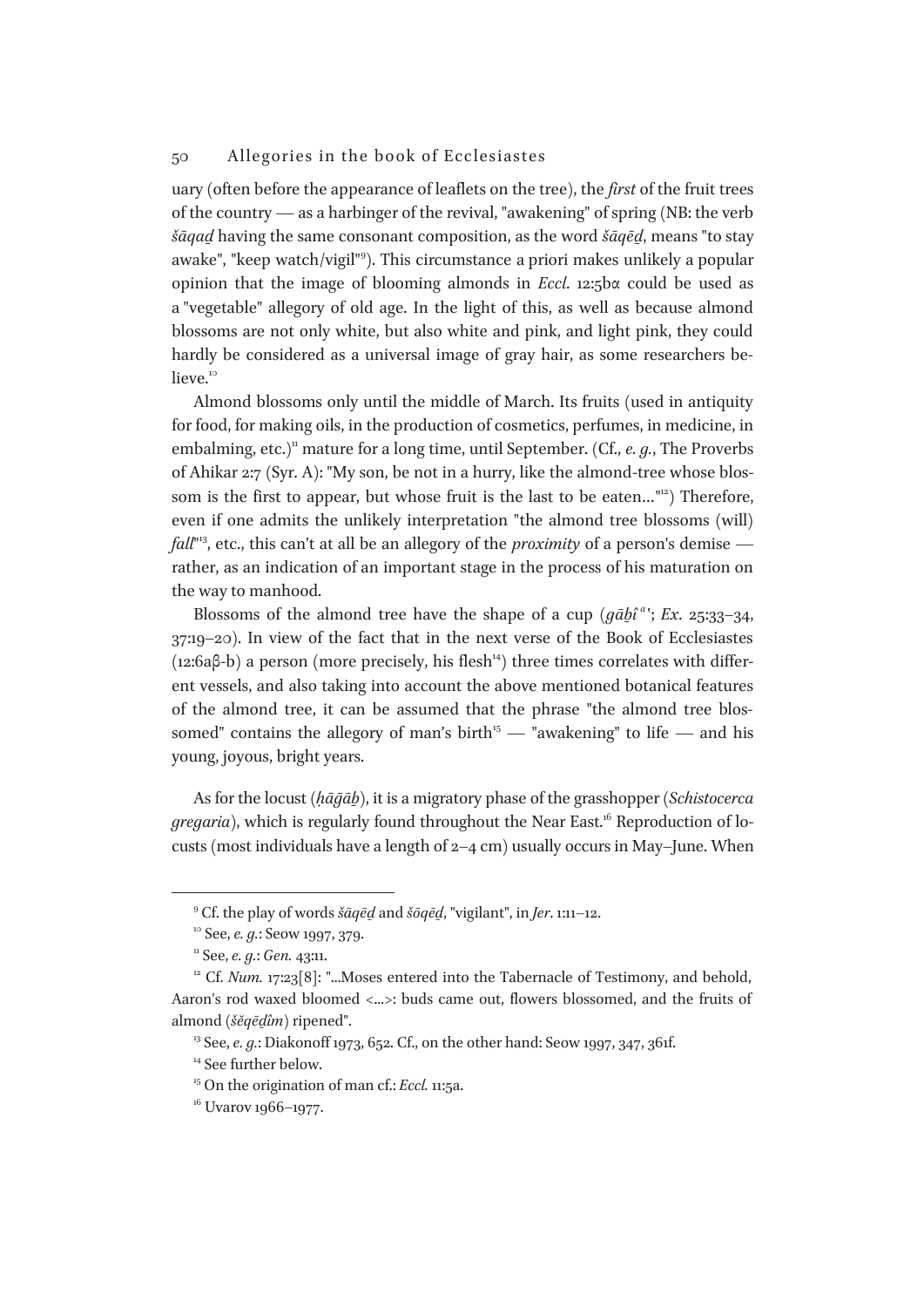uary (often before the appearance of leaflets on the tree), the *first* of the fruit trees of the country — as a harbinger of the revival, "awakening" of spring (NB: the verb *šāqaḏ* having the same consonant composition, as the word *šāqēḏ*, means "to stay awake", "keep watch/vigil"[9]). This circumstance a priori makes unlikely a popular opinion that the image of blooming almonds in *Eccl.* 12:5bα could be used as a "vegetable" allegory of old age. In the light of this, as well as because almond blossoms are not only white, but also white and pink, and light pink, they could hardly be considered as a universal image of gray hair, as some researchers believe.[10]

Almond blossoms only until the middle of March. Its fruits (used in antiquity for food, for making oils, in the production of cosmetics, perfumes, in medicine, in embalming, etc.)[11] mature for a long time, until September. (Cf., *e. g.*, The Proverbs of Ahikar 2:7 (Syr. A): "My son, be not in a hurry, like the almond-tree whose blossom is the first to appear, but whose fruit is the last to be eaten…"[12]) Therefore, even if one admits the unlikely interpretation "the almond tree blossoms (will) *fall*"[13], etc., this can't at all be an allegory of the *proximity* of a person's demise — rather, as an indication of an important stage in the process of his maturation on the way to manhood.

Blossoms of the almond tree have the shape of a cup (*gāḇîᵃʿ*; *Ex.* 25:33–34, 37:19–20). In view of the fact that in the next verse of the Book of Ecclesiastes (12:6aβ-b) a person (more precisely, his flesh[14]) three times correlates with different vessels, and also taking into account the above mentioned botanical features of the almond tree, it can be assumed that the phrase "the almond tree blossomed" contains the allegory of man's birth[15] — "awakening" to life — and his young, joyous, bright years.

As for the locust (*ḥāḡāḇ*), it is a migratory phase of the grasshopper (*Schistocerca gregaria*), which is regularly found throughout the Near East.[16] Reproduction of locusts (most individuals have a length of 2–4 cm) usually occurs in May–June. When

---

[9] Cf. the play of words *šāqēḏ* and *šōqēḏ*, "vigilant", in *Jer*. 1:11–12.

[10] See, *e. g.*: Seow 1997, 379.

[11] See, *e. g.*: *Gen.* 43:11.

[12] Cf. *Num.* 17:23[8]: "...Moses entered into the Tabernacle of Testimony, and behold, Aaron's rod waxed bloomed <...>: buds came out, flowers blossomed, and the fruits of almond (*šĕqēḏîm*) ripened".

[13] See, *e. g.*: Diakonoff 1973, 652. Cf., on the other hand: Seow 1997, 347, 361f.

[14] See further below.

[15] On the origination of man cf.: *Eccl.* 11:5a.

[16] Uvarov 1966–1977.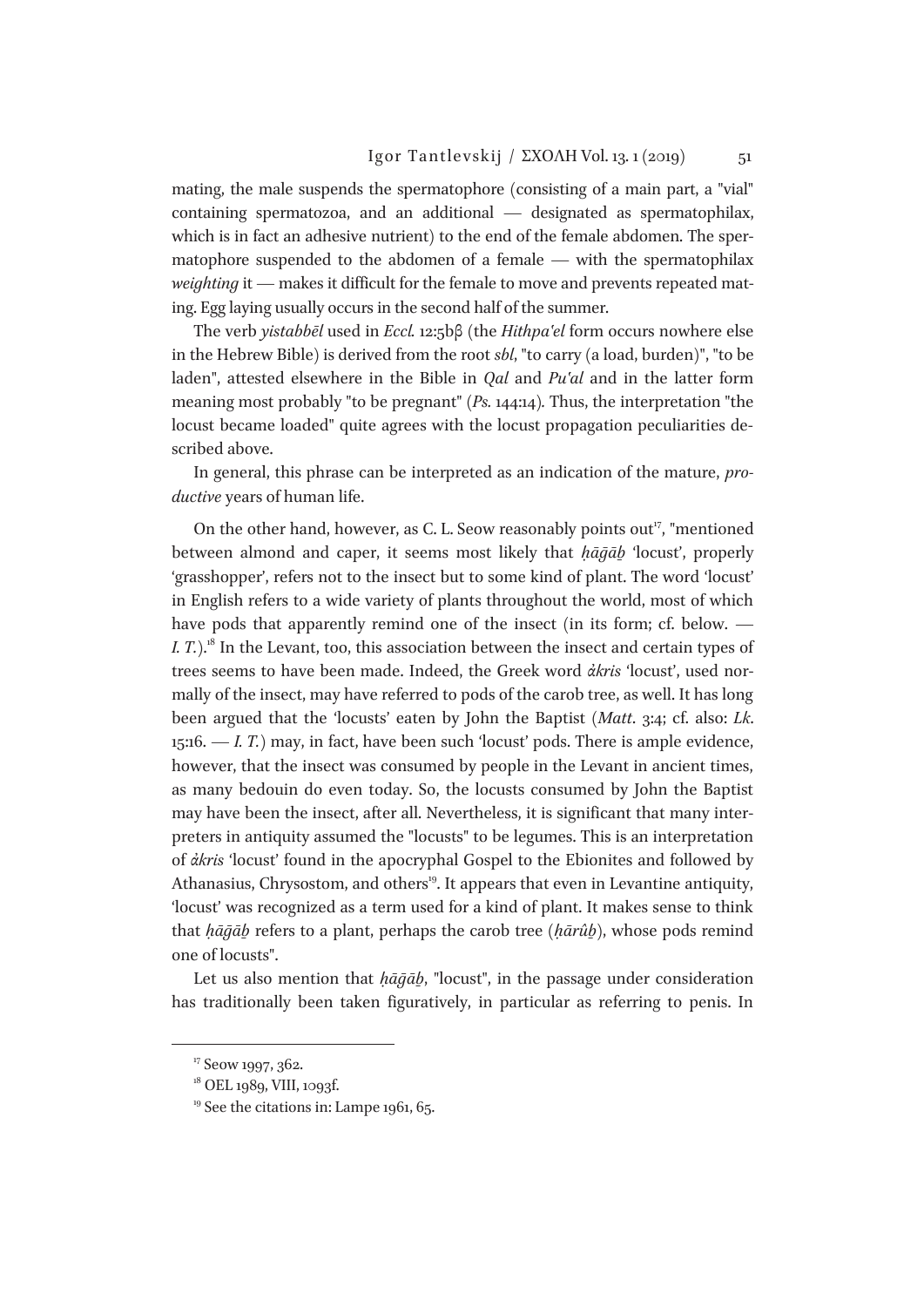mating, the male suspends the spermatophore (consisting of a main part, a "vial" containing spermatozoa, and an additional — designated as spermatophilax, which is in fact an adhesive nutrient) to the end of the female abdomen. The spermatophore suspended to the abdomen of a female — with the spermatophilax *weighting* it — makes it difficult for the female to move and prevents repeated mating. Egg laying usually occurs in the second half of the summer.

The verb *yistabbēl* used in *Eccl.* 12:5bβ (the *Hithpa'el* form occurs nowhere else in the Hebrew Bible) is derived from the root *sbl*, "to carry (a load, burden)", "to be laden", attested elsewhere in the Bible in *Qal* and *Pu'al* and in the latter form meaning most probably "to be pregnant" (*Ps.* 144:14). Thus, the interpretation "the locust became loaded" quite agrees with the locust propagation peculiarities described above.

In general, this phrase can be interpreted as an indication of the mature, *productive* years of human life.

On the other hand, however, as C. L. Seow reasonably points out[17], "mentioned between almond and caper, it seems most likely that *ḥāgāḇ* 'locust', properly 'grasshopper', refers not to the insect but to some kind of plant. The word 'locust' in English refers to a wide variety of plants throughout the world, most of which have pods that apparently remind one of the insect (in its form; cf. below. — *I. T.*).[18] In the Levant, too, this association between the insect and certain types of trees seems to have been made. Indeed, the Greek word *ἀkris* 'locust', used normally of the insect, may have referred to pods of the carob tree, as well. It has long been argued that the 'locusts' eaten by John the Baptist (*Matt.* 3:4; cf. also: *Lk.* 15:16. — *I. T.*) may, in fact, have been such 'locust' pods. There is ample evidence, however, that the insect was consumed by people in the Levant in ancient times, as many bedouin do even today. So, the locusts consumed by John the Baptist may have been the insect, after all. Nevertheless, it is significant that many interpreters in antiquity assumed the "locusts" to be legumes. This is an interpretation of *ἀkris* 'locust' found in the apocryphal Gospel to the Ebionites and followed by Athanasius, Chrysostom, and others[19]. It appears that even in Levantine antiquity, 'locust' was recognized as a term used for a kind of plant. It makes sense to think that *ḥāgāḇ* refers to a plant, perhaps the carob tree (*ḥārûḇ*), whose pods remind one of locusts".

Let us also mention that *ḥāgāḇ*, "locust", in the passage under consideration has traditionally been taken figuratively, in particular as referring to penis. In

---

[17] Seow 1997, 362.

[18] OEL 1989, VIII, 1093f.

[19] See the citations in: Lampe 1961, 65.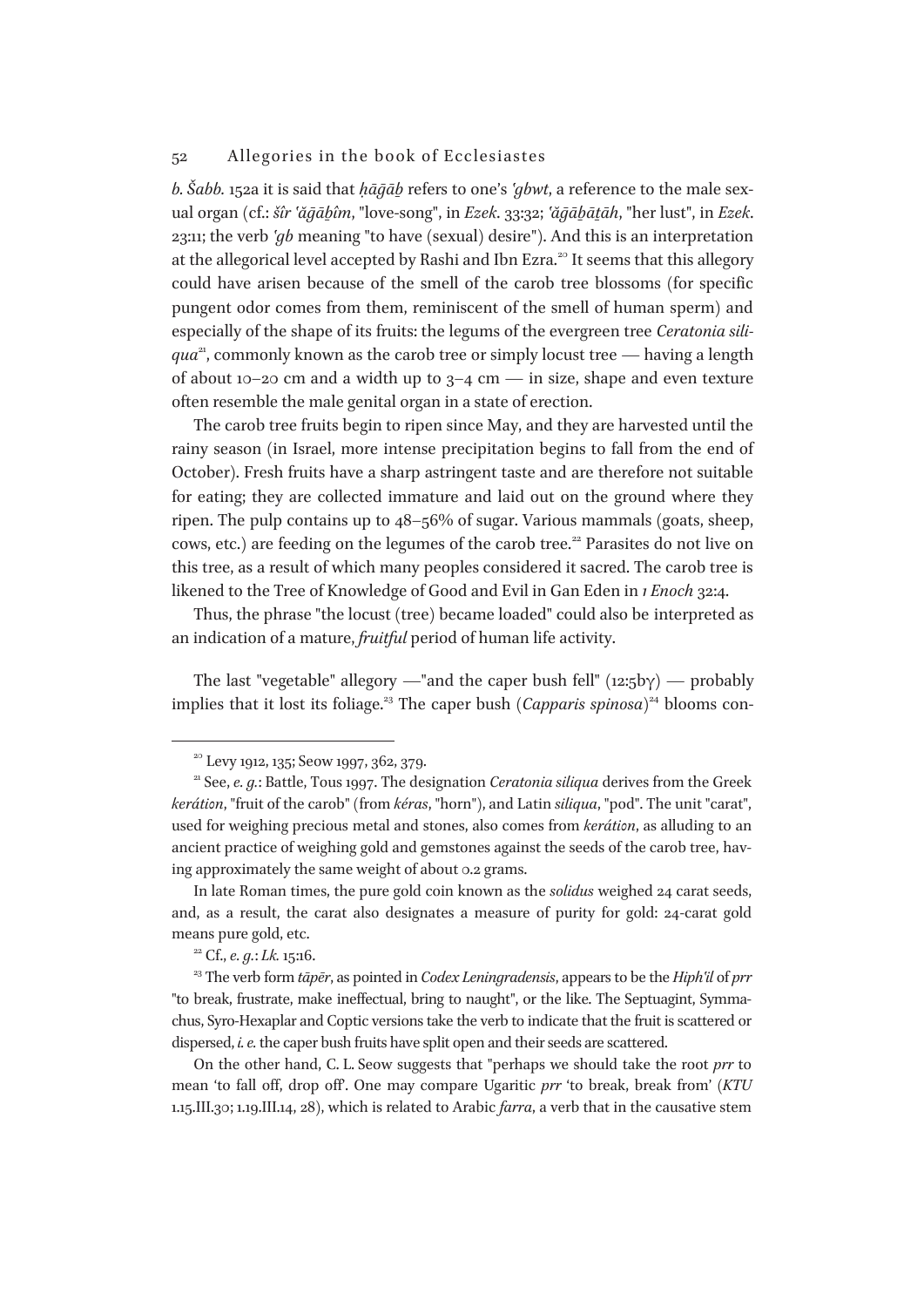*b. Šabb.* 152a it is said that *ḥāgāḇ* refers to one's *ʿgbwt*, a reference to the male sexual organ (cf.: *šîr ʿăgāḇîm*, "love-song", in *Ezek.* 33:32; *ʿăgāḇāṭāh*, "her lust", in *Ezek.* 23:11; the verb *ʿgb* meaning "to have (sexual) desire"). And this is an interpretation at the allegorical level accepted by Rashi and Ibn Ezra.[20] It seems that this allegory could have arisen because of the smell of the carob tree blossoms (for specific pungent odor comes from them, reminiscent of the smell of human sperm) and especially of the shape of its fruits: the legums of the evergreen tree *Ceratonia siliqua*[21], commonly known as the carob tree or simply locust tree — having a length of about 10–20 cm and a width up to 3–4 cm — in size, shape and even texture often resemble the male genital organ in a state of erection.

The carob tree fruits begin to ripen since May, and they are harvested until the rainy season (in Israel, more intense precipitation begins to fall from the end of October). Fresh fruits have a sharp astringent taste and are therefore not suitable for eating; they are collected immature and laid out on the ground where they ripen. The pulp contains up to 48–56% of sugar. Various mammals (goats, sheep, cows, etc.) are feeding on the legumes of the carob tree.[22] Parasites do not live on this tree, as a result of which many peoples considered it sacred. The carob tree is likened to the Tree of Knowledge of Good and Evil in Gan Eden in *1 Enoch* 32:4.

Thus, the phrase "the locust (tree) became loaded" could also be interpreted as an indication of a mature, *fruitful* period of human life activity.

The last "vegetable" allegory —"and the caper bush fell" (12:5bγ) — probably implies that it lost its foliage.[23] The caper bush (*Capparis spinosa*)[24] blooms con-

---

[20] Levy 1912, 135; Seow 1997, 362, 379.

[21] See, *e. g.*: Battle, Tous 1997. The designation *Ceratonia siliqua* derives from the Greek *kerátion*, "fruit of the carob" (from *kéras*, "horn"), and Latin *siliqua*, "pod". The unit "carat", used for weighing precious metal and stones, also comes from *kerátion*, as alluding to an ancient practice of weighing gold and gemstones against the seeds of the carob tree, having approximately the same weight of about 0.2 grams.

In late Roman times, the pure gold coin known as the *solidus* weighed 24 carat seeds, and, as a result, the carat also designates a measure of purity for gold: 24-carat gold means pure gold, etc.

[22] Cf., *e. g.*: *Lk.* 15:16.

[23] The verb form *tāpēr*, as pointed in *Codex Leningradensis*, appears to be the *Hiphʿil* of *prr* "to break, frustrate, make ineffectual, bring to naught", or the like. The Septuagint, Symmachus, Syro-Hexaplar and Coptic versions take the verb to indicate that the fruit is scattered or dispersed, *i. e.* the caper bush fruits have split open and their seeds are scattered.

On the other hand, C. L. Seow suggests that "perhaps we should take the root *prr* to mean 'to fall off, drop off'. One may compare Ugaritic *prr* 'to break, break from' (*KTU* 1.15.III.30; 1.19.III.14, 28), which is related to Arabic *farra*, a verb that in the causative stem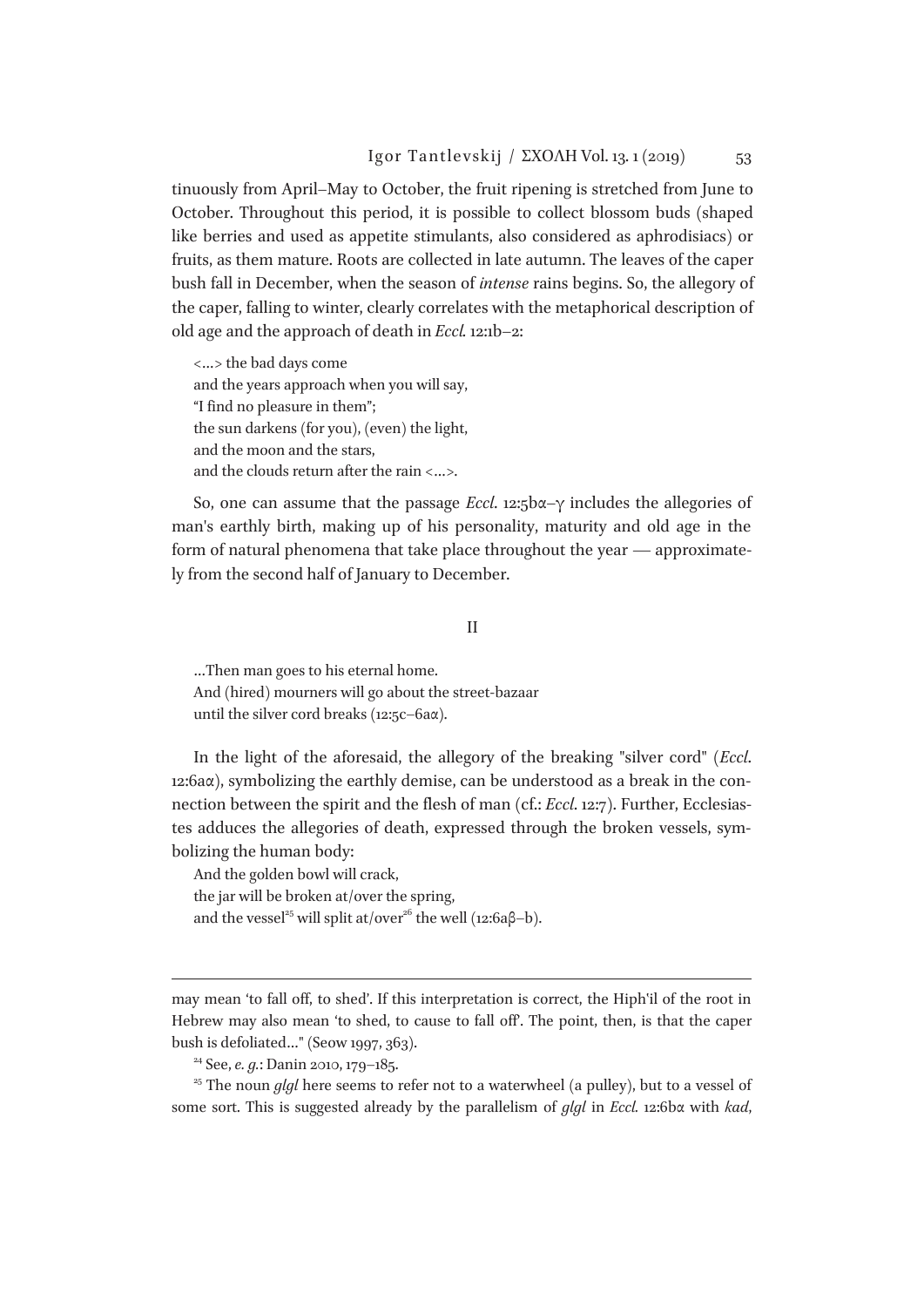tinuously from April–May to October, the fruit ripening is stretched from June to October. Throughout this period, it is possible to collect blossom buds (shaped like berries and used as appetite stimulants, also considered as aphrodisiacs) or fruits, as them mature. Roots are collected in late autumn. The leaves of the caper bush fall in December, when the season of *intense* rains begins. So, the allegory of the caper, falling to winter, clearly correlates with the metaphorical description of old age and the approach of death in *Eccl.* 12:1b–2:

> <…> the bad days come
> and the years approach when you will say,
> "I find no pleasure in them";
> the sun darkens (for you), (even) the light,
> and the moon and the stars,
> and the clouds return after the rain <…>.

So, one can assume that the passage *Eccl*. 12:5bα–γ includes the allegories of man's earthly birth, making up of his personality, maturity and old age in the form of natural phenomena that take place throughout the year — approximately from the second half of January to December.

## II

> …Then man goes to his eternal home.
> And (hired) mourners will go about the street-bazaar
> until the silver cord breaks (12:5c–6aα).

In the light of the aforesaid, the allegory of the breaking "silver cord" (*Eccl*. 12:6aα), symbolizing the earthly demise, can be understood as a break in the connection between the spirit and the flesh of man (cf.: *Eccl*. 12:7). Further, Ecclesiastes adduces the allegories of death, expressed through the broken vessels, symbolizing the human body:

> And the golden bowl will crack,
> the jar will be broken at/over the spring,
> and the vessel[25] will split at/over[26] the well (12:6aβ–b).

---

may mean 'to fall off, to shed'. If this interpretation is correct, the Hiph'il of the root in Hebrew may also mean 'to shed, to cause to fall off'. The point, then, is that the caper bush is defoliated…" (Seow 1997, 363).

[24] See, *e. g.*: Danin 2010, 179–185.

[25] The noun *glgl* here seems to refer not to a waterwheel (a pulley), but to a vessel of some sort. This is suggested already by the parallelism of *glgl* in *Eccl.* 12:6bα with *kad*,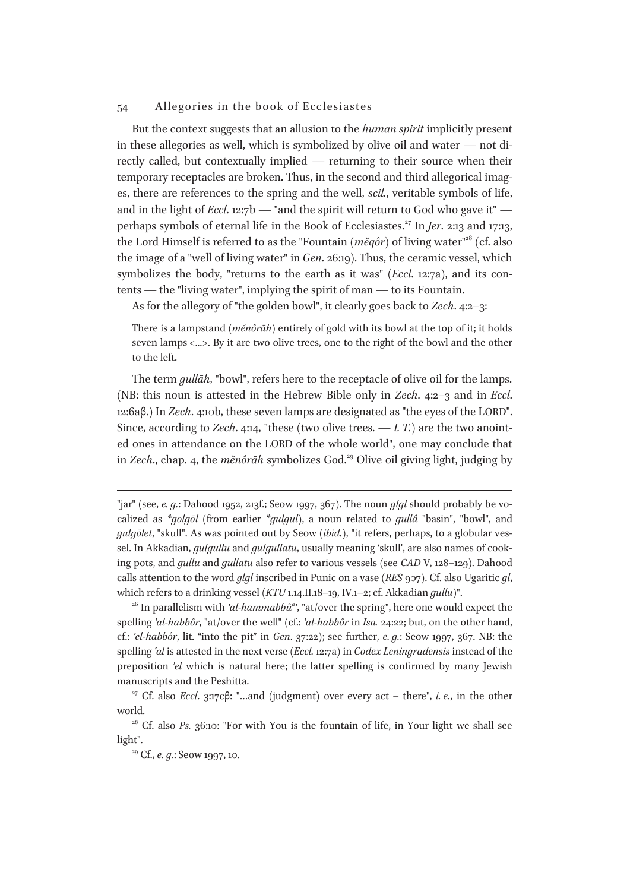But the context suggests that an allusion to the *human spirit* implicitly present in these allegories as well, which is symbolized by olive oil and water — not directly called, but contextually implied — returning to their source when their temporary receptacles are broken. Thus, in the second and third allegorical images, there are references to the spring and the well, *scil.*, veritable symbols of life, and in the light of *Eccl.* 12:7b — "and the spirit will return to God who gave it" — perhaps symbols of eternal life in the Book of Ecclesiastes.[27] In *Jer.* 2:13 and 17:13, the Lord Himself is referred to as the "Fountain (*mĕqôr*) of living water"[28] (cf. also the image of a "well of living water" in *Gen.* 26:19). Thus, the ceramic vessel, which symbolizes the body, "returns to the earth as it was" (*Eccl.* 12:7a), and its contents — the "living water", implying the spirit of man — to its Fountain.

As for the allegory of "the golden bowl", it clearly goes back to *Zech.* 4:2–3:

> There is a lampstand (*mĕnôrāh*) entirely of gold with its bowl at the top of it; it holds seven lamps <...>. By it are two olive trees, one to the right of the bowl and the other to the left.

The term *gullāh*, "bowl", refers here to the receptacle of olive oil for the lamps. (NB: this noun is attested in the Hebrew Bible only in *Zech.* 4:2–3 and in *Eccl.* 12:6aβ.) In *Zech.* 4:10b, these seven lamps are designated as "the eyes of the LORD". Since, according to *Zech.* 4:14, "these (two olive trees. — *I. T.*) are the two anointed ones in attendance on the LORD of the whole world", one may conclude that in *Zech.*, chap. 4, the *mĕnôrāh* symbolizes God.[29] Olive oil giving light, judging by

---

"jar" (see, *e. g.*: Dahood 1952, 213f.; Seow 1997, 367). The noun *glgl* should probably be vocalized as *\*golgōl* (from earlier *\*gulgul*), a noun related to *gullâ* "basin", "bowl", and *gulgōlet*, "skull". As was pointed out by Seow (*ibid.*), "it refers, perhaps, to a globular vessel. In Akkadian, *gulgullu* and *gulgullatu*, usually meaning 'skull', are also names of cooking pots, and *gullu* and *gullatu* also refer to various vessels (see *CAD* V, 128–129). Dahood calls attention to the word *glgl* inscribed in Punic on a vase (*RES* 907). Cf. also Ugaritic *gl*, which refers to a drinking vessel (*KTU* 1.14.II.18–19, IV.1–2; cf. Akkadian *gullu*)".

[26] In parallelism with *'al-hammabbû$^{a}$'*, "at/over the spring", here one would expect the spelling *'al-habbôr*, "at/over the well" (cf.: *'al-habbôr* in *Isa.* 24:22; but, on the other hand, cf.: *'el-habbôr*, lit. "into the pit" in *Gen.* 37:22); see further, *e. g.*: Seow 1997, 367. NB: the spelling *'al* is attested in the next verse (*Eccl.* 12:7a) in *Codex Leningradensis* instead of the preposition *'el* which is natural here; the latter spelling is confirmed by many Jewish manuscripts and the Peshitta.

[27] Cf. also *Eccl.* 3:17cβ: "...and (judgment) over every act – there", *i. e.*, in the other world.

[28] Cf. also *Ps.* 36:10: "For with You is the fountain of life, in Your light we shall see light".

[29] Cf., *e. g.*: Seow 1997, 10.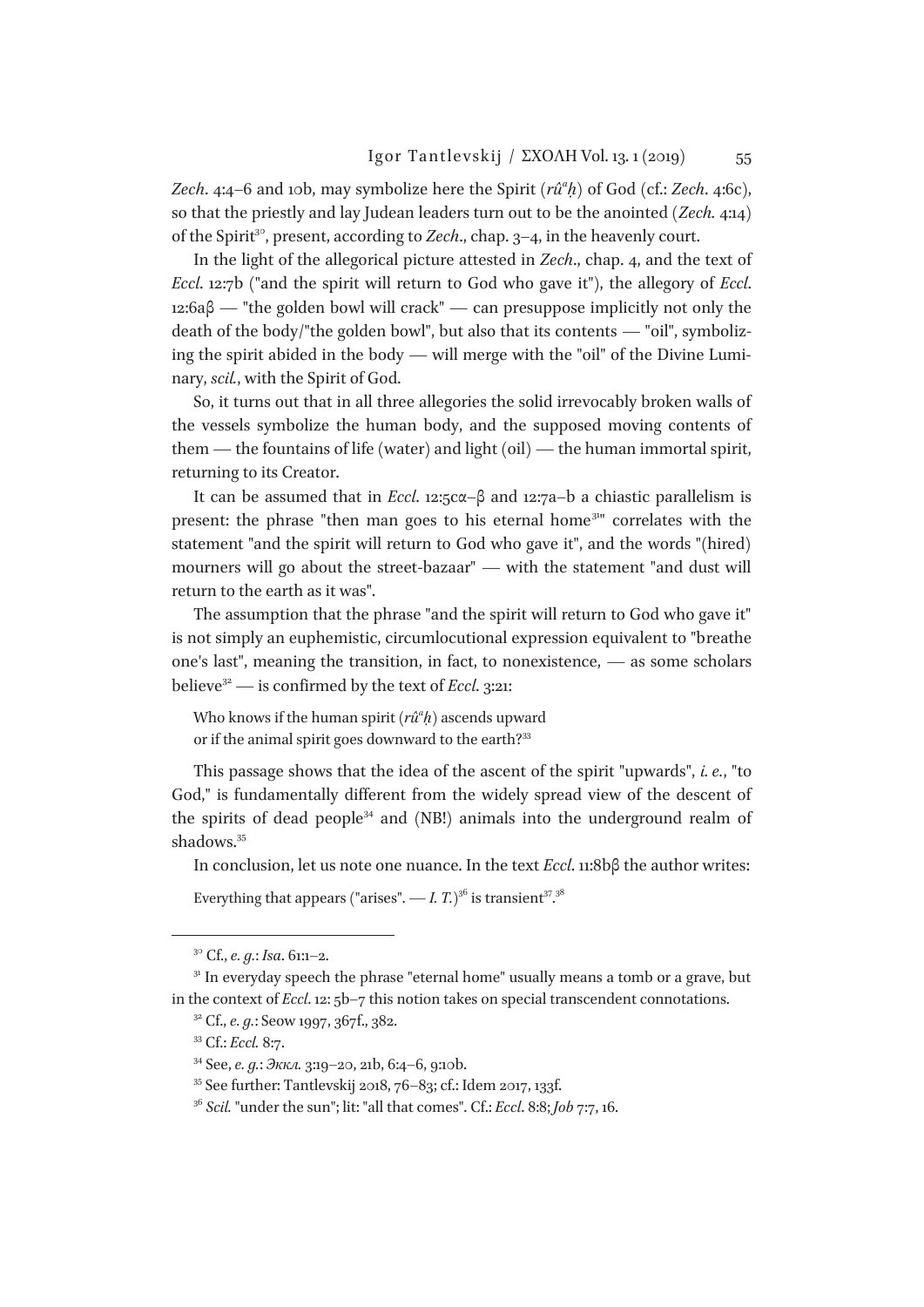*Zech*. 4:4–6 and 10b, may symbolize here the Spirit (*rûaḥ*) of God (cf.: *Zech*. 4:6c), so that the priestly and lay Judean leaders turn out to be the anointed (*Zech.* 4:14) of the Spirit[30], present, according to *Zech*., chap. 3–4, in the heavenly court.

In the light of the allegorical picture attested in *Zech*., chap. 4, and the text of *Eccl*. 12:7b ("and the spirit will return to God who gave it"), the allegory of *Eccl*. 12:6aβ — "the golden bowl will crack" — can presuppose implicitly not only the death of the body/"the golden bowl", but also that its contents — "oil", symbolizing the spirit abided in the body — will merge with the "oil" of the Divine Luminary, *scil.*, with the Spirit of God.

So, it turns out that in all three allegories the solid irrevocably broken walls of the vessels symbolize the human body, and the supposed moving contents of them — the fountains of life (water) and light (oil) — the human immortal spirit, returning to its Creator.

It can be assumed that in *Eccl*. 12:5cα–β and 12:7a–b a chiastic parallelism is present: the phrase "then man goes to his eternal home[31]" correlates with the statement "and the spirit will return to God who gave it", and the words "(hired) mourners will go about the street-bazaar" — with the statement "and dust will return to the earth as it was".

The assumption that the phrase "and the spirit will return to God who gave it" is not simply an euphemistic, circumlocutional expression equivalent to "breathe one's last", meaning the transition, in fact, to nonexistence, — as some scholars believe[32] — is confirmed by the text of *Eccl*. 3:21:

> Who knows if the human spirit (*rûaḥ*) ascends upward
> or if the animal spirit goes downward to the earth?[33]

This passage shows that the idea of the ascent of the spirit "upwards", *i. e.*, "to God," is fundamentally different from the widely spread view of the descent of the spirits of dead people[34] and (NB!) animals into the underground realm of shadows.[35]

In conclusion, let us note one nuance. In the text *Eccl*. 11:8bβ the author writes:

> Everything that appears ("arises". — *I. T.*)[36] is transient[37].[38]

---

[30] Cf., *e. g.*: *Isa*. 61:1–2.

[31] In everyday speech the phrase "eternal home" usually means a tomb or a grave, but in the context of *Eccl*. 12: 5b–7 this notion takes on special transcendent connotations.

[32] Cf., *e. g.*: Seow 1997, 367f., 382.

[33] Cf.: *Eccl.* 8:7.

[34] See, *e. g.*: *Эккл.* 3:19–20, 21b, 6:4–6, 9:10b.

[35] See further: Tantlevskij 2018, 76–83; cf.: Idem 2017, 133f.

[36] *Scil.* "under the sun"; lit: "all that comes". Cf.: *Eccl*. 8:8; *Job* 7:7, 16.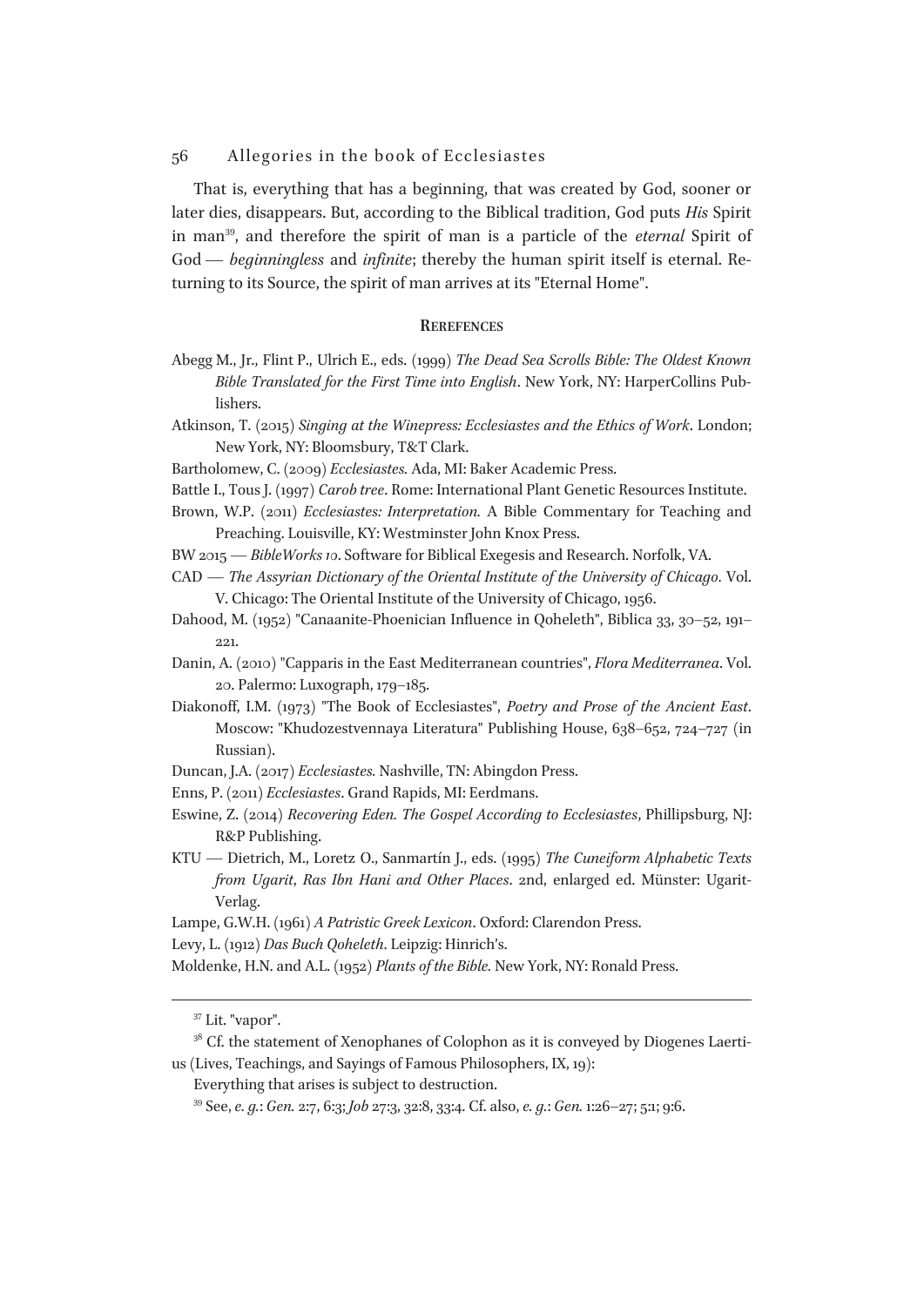That is, everything that has a beginning, that was created by God, sooner or later dies, disappears. But, according to the Biblical tradition, God puts *His* Spirit in man[39], and therefore the spirit of man is a particle of the *eternal* Spirit of God — *beginningless* and *infinite*; thereby the human spirit itself is eternal. Returning to its Source, the spirit of man arrives at its "Eternal Home".

## REREFENCES

Abegg M., Jr., Flint P., Ulrich E., eds. (1999) *The Dead Sea Scrolls Bible: The Oldest Known Bible Translated for the First Time into English*. New York, NY: HarperCollins Publishers.

Atkinson, T. (2015) *Singing at the Winepress: Ecclesiastes and the Ethics of Work*. London; New York, NY: Bloomsbury, T&T Clark.

Bartholomew, C. (2009) *Ecclesiastes.* Ada, MI: Baker Academic Press.

Battle I., Tous J. (1997) *Carob tree*. Rome: International Plant Genetic Resources Institute.

Brown, W.P. (2011) *Ecclesiastes: Interpretation.* A Bible Commentary for Teaching and Preaching. Louisville, KY: Westminster John Knox Press.

BW 2015 — *BibleWorks 10*. Software for Biblical Exegesis and Research. Norfolk, VA.

CAD — *The Assyrian Dictionary of the Oriental Institute of the University of Chicago.* Vol. V. Chicago: The Oriental Institute of the University of Chicago, 1956.

Dahood, M. (1952) "Canaanite-Phoenician Influence in Qoheleth", Biblica 33, 30–52, 191–221.

Danin, A. (2010) "Capparis in the East Mediterranean countries", *Flora Mediterranea*. Vol. 20. Palermo: Luxograph, 179–185.

Diakonoff, I.M. (1973) "The Book of Ecclesiastes", *Poetry and Prose of the Ancient East*. Moscow: "Khudozestvennaya Literatura" Publishing House, 638–652, 724–727 (in Russian).

Duncan, J.A. (2017) *Ecclesiastes.* Nashville, TN: Abingdon Press.

Enns, P. (2011) *Ecclesiastes*. Grand Rapids, MI: Eerdmans.

Eswine, Z. (2014) *Recovering Eden. The Gospel According to Ecclesiastes*, Phillipsburg, NJ: R&P Publishing.

KTU — Dietrich, M., Loretz O., Sanmartín J., eds. (1995) *The Cuneiform Alphabetic Texts from Ugarit, Ras Ibn Hani and Other Places*. 2nd, enlarged ed. Münster: Ugarit-Verlag.

Lampe, G.W.H. (1961) *A Patristic Greek Lexicon*. Oxford: Clarendon Press.

Levy, L. (1912) *Das Buch Qoheleth*. Leipzig: Hinrich's.

Moldenke, H.N. and A.L. (1952) *Plants of the Bible.* New York, NY: Ronald Press.

---

[37] Lit. "vapor".

[38] Cf. the statement of Xenophanes of Colophon as it is conveyed by Diogenes Laertius (Lives, Teachings, and Sayings of Famous Philosophers, IX, 19):

Everything that arises is subject to destruction.

[39] See, *e. g.*: *Gen.* 2:7, 6:3; *Job* 27:3, 32:8, 33:4. Cf. also, *e. g.*: *Gen.* 1:26–27; 5:1; 9:6.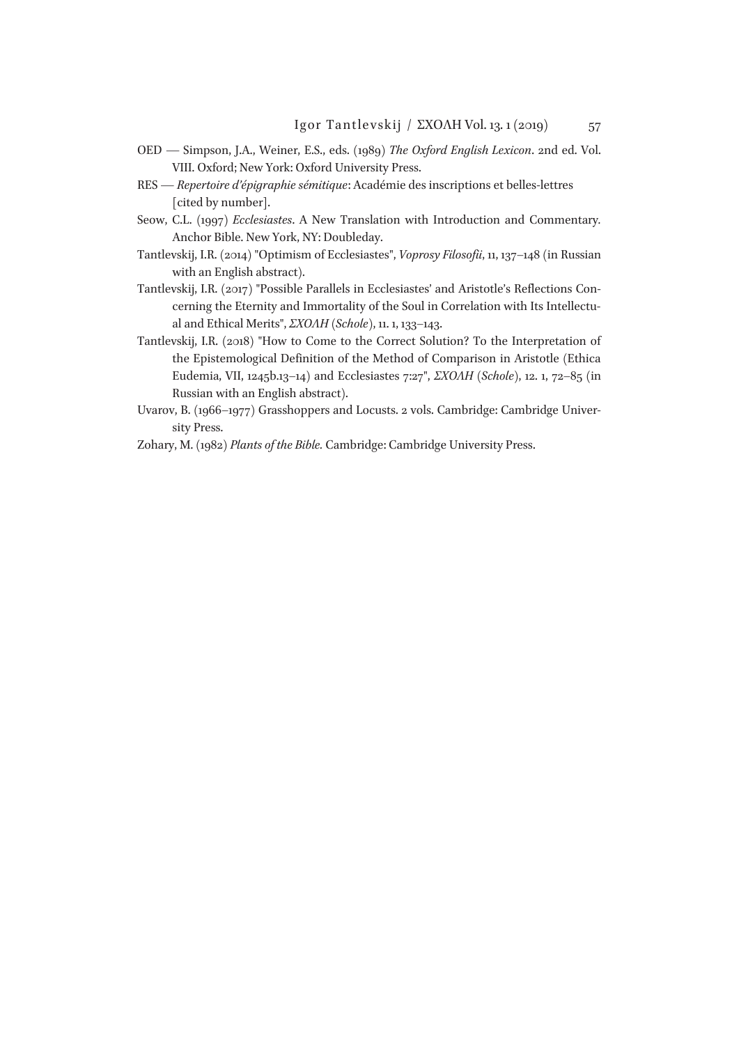OED — Simpson, J.A., Weiner, E.S., eds. (1989) *The Oxford English Lexicon*. 2nd ed. Vol. VIII. Oxford; New York: Oxford University Press.

RES — *Repertoire d'épigraphie sémitique*: Académie des inscriptions et belles-lettres [cited by number].

Seow, C.L. (1997) *Ecclesiastes*. A New Translation with Introduction and Commentary. Anchor Bible. New York, NY: Doubleday.

Tantlevskij, I.R. (2014) "Optimism of Ecclesiastes", *Voprosy Filosofii*, 11, 137–148 (in Russian with an English abstract).

Tantlevskij, I.R. (2017) "Possible Parallels in Ecclesiastes' and Aristotle's Reflections Concerning the Eternity and Immortality of the Soul in Correlation with Its Intellectual and Ethical Merits", *ΣΧΟΛΗ* (*Schole*), 11. 1, 133–143.

Tantlevskij, I.R. (2018) "How to Come to the Correct Solution? To the Interpretation of the Epistemological Definition of the Method of Comparison in Aristotle (Ethica Eudemia, VII, 1245b.13–14) and Ecclesiastes 7:27", *ΣΧΟΛΗ* (*Schole*), 12. 1, 72–85 (in Russian with an English abstract).

Uvarov, B. (1966–1977) Grasshoppers and Locusts. 2 vols. Cambridge: Cambridge University Press.

Zohary, M. (1982) *Plants of the Bible.* Cambridge: Cambridge University Press.